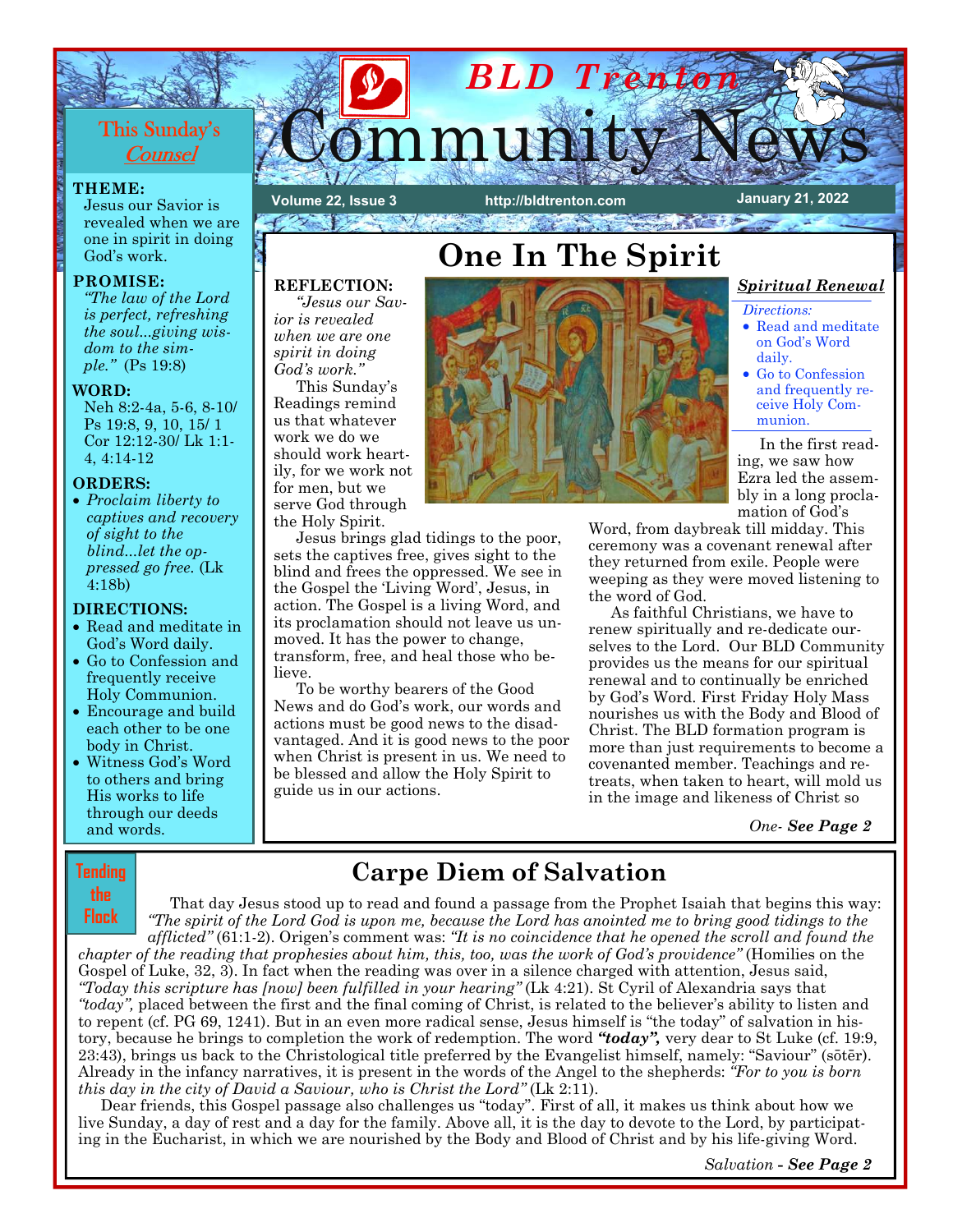# BLD Trenton Community News

Volume 22, Issue 3 | http://bldtrenton.com | January 21, 2022

## This Sunday's Counsel

**THEME:**
Jesus our Savior is revealed when we are one in spirit in doing God's work.

**PROMISE:**
*"The law of the Lord is perfect, refreshing the soul...giving wisdom to the simple."* (Ps 19:8)

**WORD:**
Neh 8:2-4a, 5-6, 8-10/ Ps 19:8, 9, 10, 15/ 1 Cor 12:12-30/ Lk 1:1-4, 4:14-12

**ORDERS:**
- *Proclaim liberty to captives and recovery of sight to the blind...let the oppressed go free.* (Lk 4:18b)

**DIRECTIONS:**
- Read and meditate in God's Word daily.
- Go to Confession and frequently receive Holy Communion.
- Encourage and build each other to be one body in Christ.
- Witness God's Word to others and bring His works to life through our deeds and words.

## One In The Spirit

**REFLECTION:**
*"Jesus our Savior is revealed when we are one spirit in doing God's work."*

This Sunday's Readings remind us that whatever work we do we should work heartily, for we work not for men, but we serve God through the Holy Spirit.

Jesus brings glad tidings to the poor, sets the captives free, gives sight to the blind and frees the oppressed. We see in the Gospel the 'Living Word', Jesus, in action. The Gospel is a living Word, and its proclamation should not leave us unmoved. It has the power to change, transform, free, and heal those who believe.

To be worthy bearers of the Good News and do God's work, our words and actions must be good news to the disadvantaged. And it is good news to the poor when Christ is present in us. We need to be blessed and allow the Holy Spirit to guide us in our actions.

***Spiritual Renewal***

*Directions:*
- Read and meditate on God's Word daily.
- Go to Confession and frequently receive Holy Communion.

In the first reading, we saw how Ezra led the assembly in a long proclamation of God's Word, from daybreak till midday. This ceremony was a covenant renewal after they returned from exile. People were weeping as they were moved listening to the word of God.

As faithful Christians, we have to renew spiritually and re-dedicate ourselves to the Lord. Our BLD Community provides us the means for our spiritual renewal and to continually be enriched by God's Word. First Friday Holy Mass nourishes us with the Body and Blood of Christ. The BLD formation program is more than just requirements to become a covenanted member. Teachings and retreats, when taken to heart, will mold us in the image and likeness of Christ so

*One- **See Page 2***

## Carpe Diem of Salvation

**Tending the Flock**

That day Jesus stood up to read and found a passage from the Prophet Isaiah that begins this way: *"The spirit of the Lord God is upon me, because the Lord has anointed me to bring good tidings to the afflicted"* (61:1-2). Origen's comment was: *"It is no coincidence that he opened the scroll and found the chapter of the reading that prophesies about him, this, too, was the work of God's providence"* (Homilies on the Gospel of Luke, 32, 3). In fact when the reading was over in a silence charged with attention, Jesus said, *"Today this scripture has [now] been fulfilled in your hearing"* (Lk 4:21). St Cyril of Alexandria says that *"today",* placed between the first and the final coming of Christ, is related to the believer's ability to listen and to repent (cf. PG 69, 1241). But in an even more radical sense, Jesus himself is "the today" of salvation in history, because he brings to completion the work of redemption. The word ***"today",*** very dear to St Luke (cf. 19:9, 23:43), brings us back to the Christological title preferred by the Evangelist himself, namely: "Saviour" (sōtēr). Already in the infancy narratives, it is present in the words of the Angel to the shepherds: *"For to you is born this day in the city of David a Saviour, who is Christ the Lord"* (Lk 2:11).

Dear friends, this Gospel passage also challenges us "today". First of all, it makes us think about how we live Sunday, a day of rest and a day for the family. Above all, it is the day to devote to the Lord, by participating in the Eucharist, in which we are nourished by the Body and Blood of Christ and by his life-giving Word.

*Salvation - **See Page 2***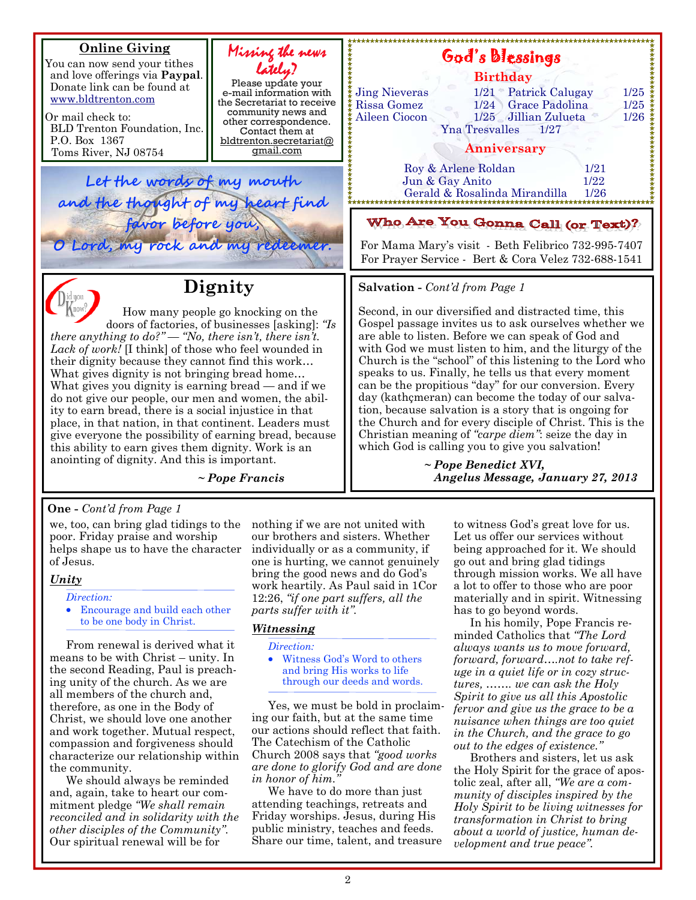## Online Giving

You can now send your tithes and love offerings via **Paypal**. Donate link can be found at www.bldtrenton.com

Or mail check to:
BLD Trenton Foundation, Inc.
P.O. Box 1367
Toms River, NJ 08754

## Missing the news lately?

Please update your e-mail information with the Secretariat to receive community news and other correspondence. Contact them at bldtrenton.secretariat@gmail.com

## God's Blessings

### Birthday

| | | | |
|---|---|---|---|
| Jing Nieveras | 1/21 | Patrick Calugay | 1/25 |
| Rissa Gomez | 1/24 | Grace Padolina | 1/25 |
| Aileen Ciocon | 1/25 | Jillian Zulueta | 1/26 |
| Yna Tresvalles | 1/27 | | |

### Anniversary

| | |
|---|---|
| Roy & Arlene Roldan | 1/21 |
| Jun & Gay Anito | 1/22 |
| Gerald & Rosalinda Mirandilla | 1/26 |

*Let the words of my mouth and the thought of my heart find favor before you, O Lord, my rock and my redeemer.*

## Who Are You Gonna Call (or Text)?

For Mama Mary's visit - Beth Felibrico 732-995-7407
For Prayer Service - Bert & Cora Velez 732-688-1541

## Dignity

Did you Know?

How many people go knocking on the doors of factories, of businesses [asking]: *"Is there anything to do?"* — *"No, there isn't, there isn't. Lack of work!* [I think] of those who feel wounded in their dignity because they cannot find this work… What gives dignity is not bringing bread home… What gives you dignity is earning bread — and if we do not give our people, our men and women, the ability to earn bread, there is a social injustice in that place, in that nation, in that continent. Leaders must give everyone the possibility of earning bread, because this ability to earn gives them dignity. Work is an anointing of dignity. And this is important.

***~ Pope Francis***

## Salvation - *Cont'd from Page 1*

Second, in our diversified and distracted time, this Gospel passage invites us to ask ourselves whether we are able to listen. Before we can speak of God and with God we must listen to him, and the liturgy of the Church is the "school" of this listening to the Lord who speaks to us. Finally, he tells us that every moment can be the propitious "day" for our conversion. Every day (kathçmeran) can become the today of our salvation, because salvation is a story that is ongoing for the Church and for every disciple of Christ. This is the Christian meaning of *"carpe diem"*: seize the day in which God is calling you to give you salvation!

***~ Pope Benedict XVI, Angelus Message, January 27, 2013***

## One - *Cont'd from Page 1*

we, too, can bring glad tidings to the poor. Friday praise and worship helps shape us to have the character of Jesus.

### *Unity*

*Direction:*

- Encourage and build each other to be one body in Christ.

From renewal is derived what it means to be with Christ – unity. In the second Reading, Paul is preaching unity of the church. As we are all members of the church and, therefore, as one in the Body of Christ, we should love one another and work together. Mutual respect, compassion and forgiveness should characterize our relationship within the community.

We should always be reminded and, again, take to heart our commitment pledge *"We shall remain reconciled and in solidarity with the other disciples of the Community"*. Our spiritual renewal will be for nothing if we are not united with our brothers and sisters. Whether individually or as a community, if one is hurting, we cannot genuinely bring the good news and do God's work heartily. As Paul said in 1Cor 12:26, *"if one part suffers, all the parts suffer with it"*.

### *Witnessing*

*Direction:*

- Witness God's Word to others and bring His works to life through our deeds and words.

Yes, we must be bold in proclaiming our faith, but at the same time our actions should reflect that faith. The Catechism of the Catholic Church 2008 says that *"good works are done to glorify God and are done in honor of him."*

We have to do more than just attending teachings, retreats and Friday worships. Jesus, during His public ministry, teaches and feeds. Share our time, talent, and treasure to witness God's great love for us. Let us offer our services without being approached for it. We should go out and bring glad tidings through mission works. We all have a lot to offer to those who are poor materially and in spirit. Witnessing has to go beyond words.

In his homily, Pope Francis reminded Catholics that *"The Lord always wants us to move forward, forward, forward….not to take refuge in a quiet life or in cozy structures, ……. we can ask the Holy Spirit to give us all this Apostolic fervor and give us the grace to be a nuisance when things are too quiet in the Church, and the grace to go out to the edges of existence."*

Brothers and sisters, let us ask the Holy Spirit for the grace of apostolic zeal, after all, *"We are a community of disciples inspired by the Holy Spirit to be living witnesses for transformation in Christ to bring about a world of justice, human development and true peace".*